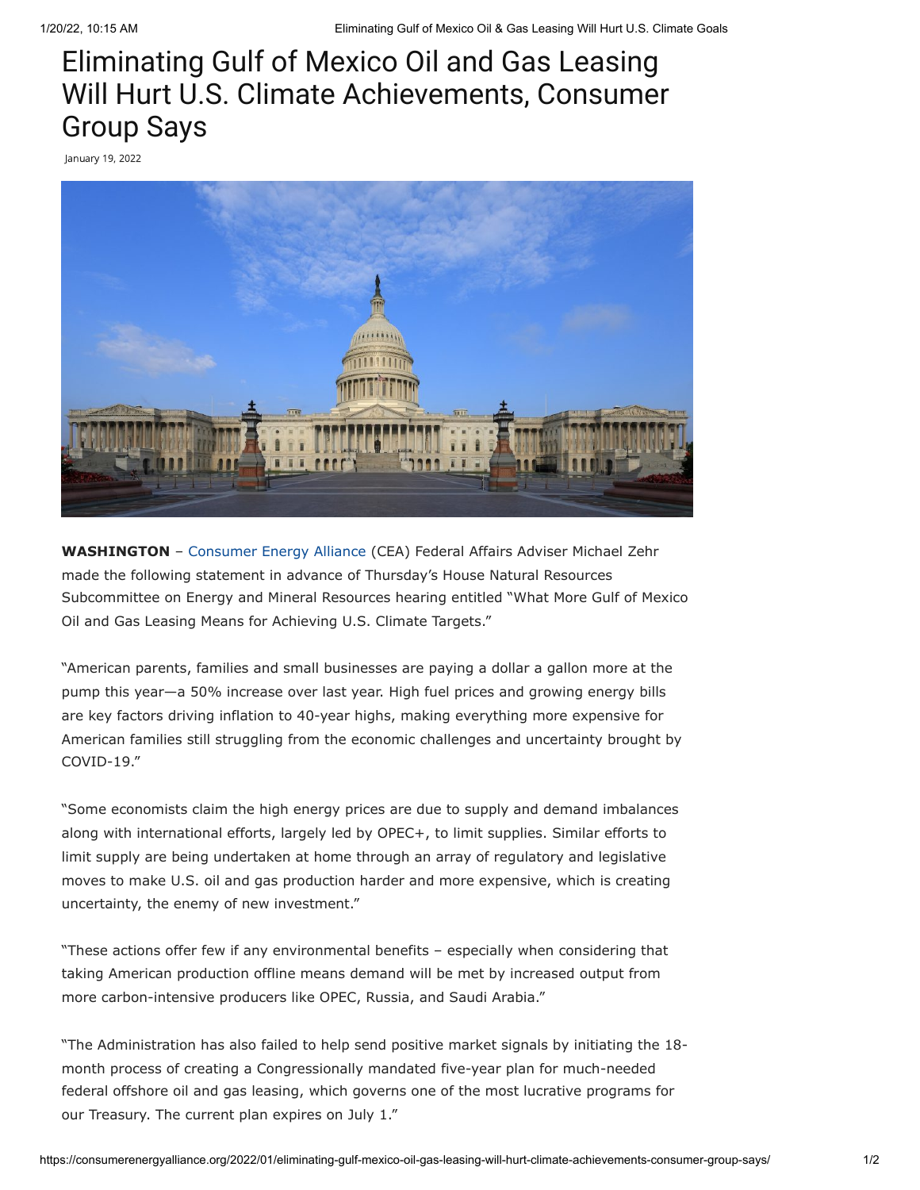# Eliminating Gulf of Mexico Oil and Gas Leasing Will Hurt U.S. Climate Achievements, Consumer Group Says

January 19, 2022

**WASHINGTON** – Consumer Energy Alliance (CEA) Federal Affairs Adviser Michael Zehr made the following statement in advance of Thursday's House Natural Resources Subcommittee on Energy and Mineral Resources hearing entitled "What More Gulf of Mexico Oil and Gas Leasing Means for Achieving U.S. Climate Targets."

"American parents, families and small businesses are paying a dollar a gallon more at the pump this year—a 50% increase over last year. High fuel prices and growing energy bills are key factors driving inflation to 40-year highs, making everything more expensive for American families still struggling from the economic challenges and uncertainty brought by COVID-19."

"Some economists claim the high energy prices are due to supply and demand imbalances along with international efforts, largely led by OPEC+, to limit supplies. Similar efforts to limit supply are being undertaken at home through an array of regulatory and legislative moves to make U.S. oil and gas production harder and more expensive, which is creating uncertainty, the enemy of new investment."

"These actions offer few if any environmental benefits – especially when considering that taking American production offline means demand will be met by increased output from more carbon-intensive producers like OPEC, Russia, and Saudi Arabia."

"The Administration has also failed to help send positive market signals by initiating the 18-month process of creating a Congressionally mandated five-year plan for much-needed federal offshore oil and gas leasing, which governs one of the most lucrative programs for our Treasury. The current plan expires on July 1."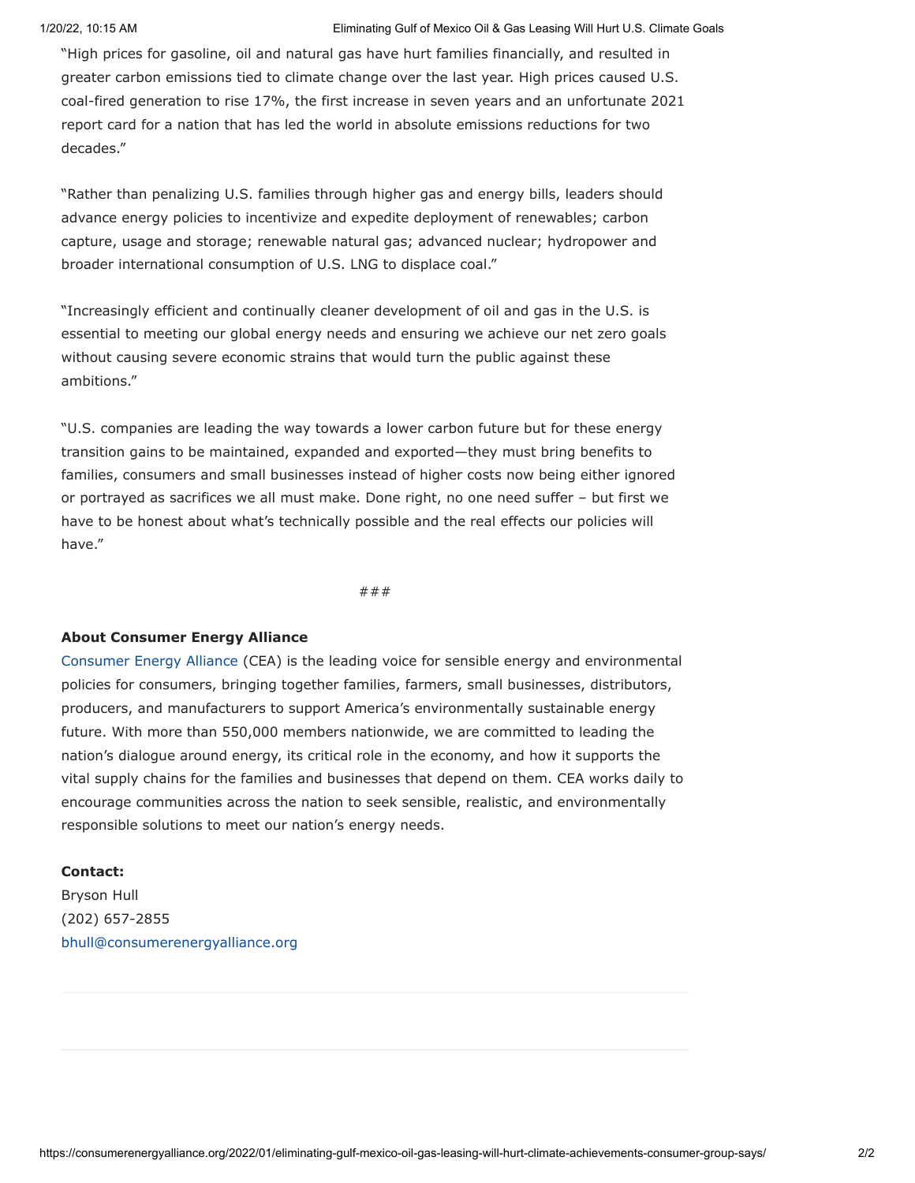"High prices for gasoline, oil and natural gas have hurt families financially, and resulted in greater carbon emissions tied to climate change over the last year. High prices caused U.S. coal-fired generation to rise 17%, the first increase in seven years and an unfortunate 2021 report card for a nation that has led the world in absolute emissions reductions for two decades."

"Rather than penalizing U.S. families through higher gas and energy bills, leaders should advance energy policies to incentivize and expedite deployment of renewables; carbon capture, usage and storage; renewable natural gas; advanced nuclear; hydropower and broader international consumption of U.S. LNG to displace coal."

"Increasingly efficient and continually cleaner development of oil and gas in the U.S. is essential to meeting our global energy needs and ensuring we achieve our net zero goals without causing severe economic strains that would turn the public against these ambitions."

"U.S. companies are leading the way towards a lower carbon future but for these energy transition gains to be maintained, expanded and exported—they must bring benefits to families, consumers and small businesses instead of higher costs now being either ignored or portrayed as sacrifices we all must make. Done right, no one need suffer – but first we have to be honest about what's technically possible and the real effects our policies will have."

###

**About Consumer Energy Alliance**

Consumer Energy Alliance (CEA) is the leading voice for sensible energy and environmental policies for consumers, bringing together families, farmers, small businesses, distributors, producers, and manufacturers to support America's environmentally sustainable energy future. With more than 550,000 members nationwide, we are committed to leading the nation's dialogue around energy, its critical role in the economy, and how it supports the vital supply chains for the families and businesses that depend on them. CEA works daily to encourage communities across the nation to seek sensible, realistic, and environmentally responsible solutions to meet our nation's energy needs.

**Contact:**
Bryson Hull
(202) 657-2855
bhull@consumerenergyalliance.org